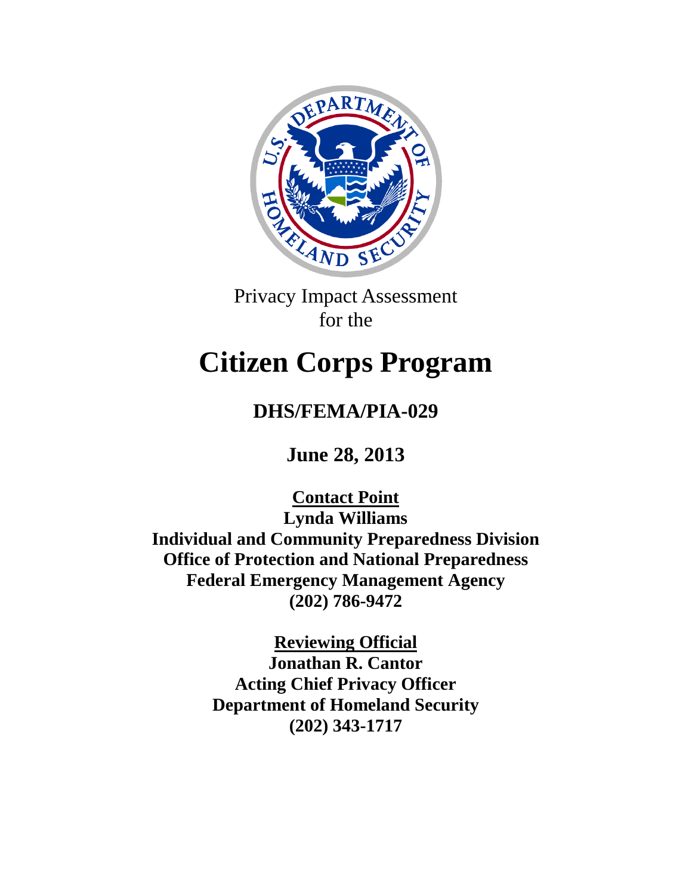Privacy Impact Assessment
for the

# Citizen Corps Program

## DHS/FEMA/PIA-029

**June 28, 2013**

**Contact Point**
**Lynda Williams**
**Individual and Community Preparedness Division**
**Office of Protection and National Preparedness**
**Federal Emergency Management Agency**
**(202) 786-9472**

**Reviewing Official**
**Jonathan R. Cantor**
**Acting Chief Privacy Officer**
**Department of Homeland Security**
**(202) 343-1717**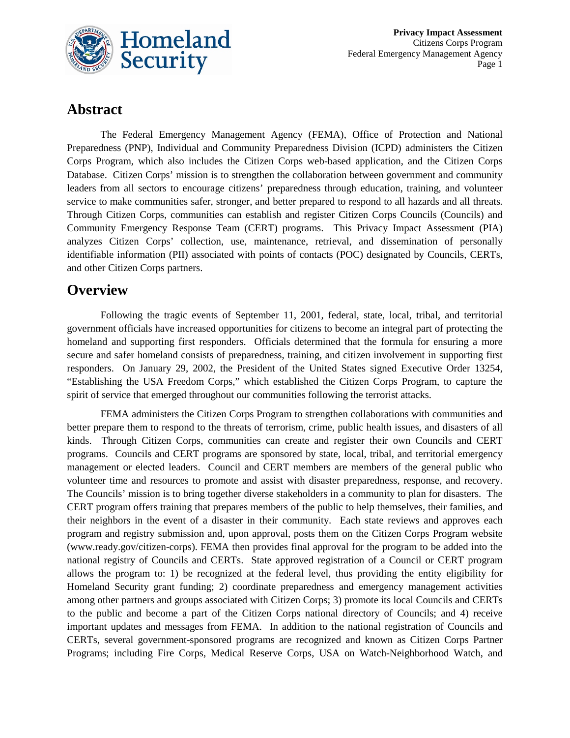## Abstract

The Federal Emergency Management Agency (FEMA), Office of Protection and National Preparedness (PNP), Individual and Community Preparedness Division (ICPD) administers the Citizen Corps Program, which also includes the Citizen Corps web-based application, and the Citizen Corps Database. Citizen Corps' mission is to strengthen the collaboration between government and community leaders from all sectors to encourage citizens' preparedness through education, training, and volunteer service to make communities safer, stronger, and better prepared to respond to all hazards and all threats. Through Citizen Corps, communities can establish and register Citizen Corps Councils (Councils) and Community Emergency Response Team (CERT) programs. This Privacy Impact Assessment (PIA) analyzes Citizen Corps' collection, use, maintenance, retrieval, and dissemination of personally identifiable information (PII) associated with points of contacts (POC) designated by Councils, CERTs, and other Citizen Corps partners.

## Overview

Following the tragic events of September 11, 2001, federal, state, local, tribal, and territorial government officials have increased opportunities for citizens to become an integral part of protecting the homeland and supporting first responders. Officials determined that the formula for ensuring a more secure and safer homeland consists of preparedness, training, and citizen involvement in supporting first responders. On January 29, 2002, the President of the United States signed Executive Order 13254, "Establishing the USA Freedom Corps," which established the Citizen Corps Program, to capture the spirit of service that emerged throughout our communities following the terrorist attacks.

FEMA administers the Citizen Corps Program to strengthen collaborations with communities and better prepare them to respond to the threats of terrorism, crime, public health issues, and disasters of all kinds. Through Citizen Corps, communities can create and register their own Councils and CERT programs. Councils and CERT programs are sponsored by state, local, tribal, and territorial emergency management or elected leaders. Council and CERT members are members of the general public who volunteer time and resources to promote and assist with disaster preparedness, response, and recovery. The Councils' mission is to bring together diverse stakeholders in a community to plan for disasters. The CERT program offers training that prepares members of the public to help themselves, their families, and their neighbors in the event of a disaster in their community. Each state reviews and approves each program and registry submission and, upon approval, posts them on the Citizen Corps Program website (www.ready.gov/citizen-corps). FEMA then provides final approval for the program to be added into the national registry of Councils and CERTs. State approved registration of a Council or CERT program allows the program to: 1) be recognized at the federal level, thus providing the entity eligibility for Homeland Security grant funding; 2) coordinate preparedness and emergency management activities among other partners and groups associated with Citizen Corps; 3) promote its local Councils and CERTs to the public and become a part of the Citizen Corps national directory of Councils; and 4) receive important updates and messages from FEMA. In addition to the national registration of Councils and CERTs, several government-sponsored programs are recognized and known as Citizen Corps Partner Programs; including Fire Corps, Medical Reserve Corps, USA on Watch-Neighborhood Watch, and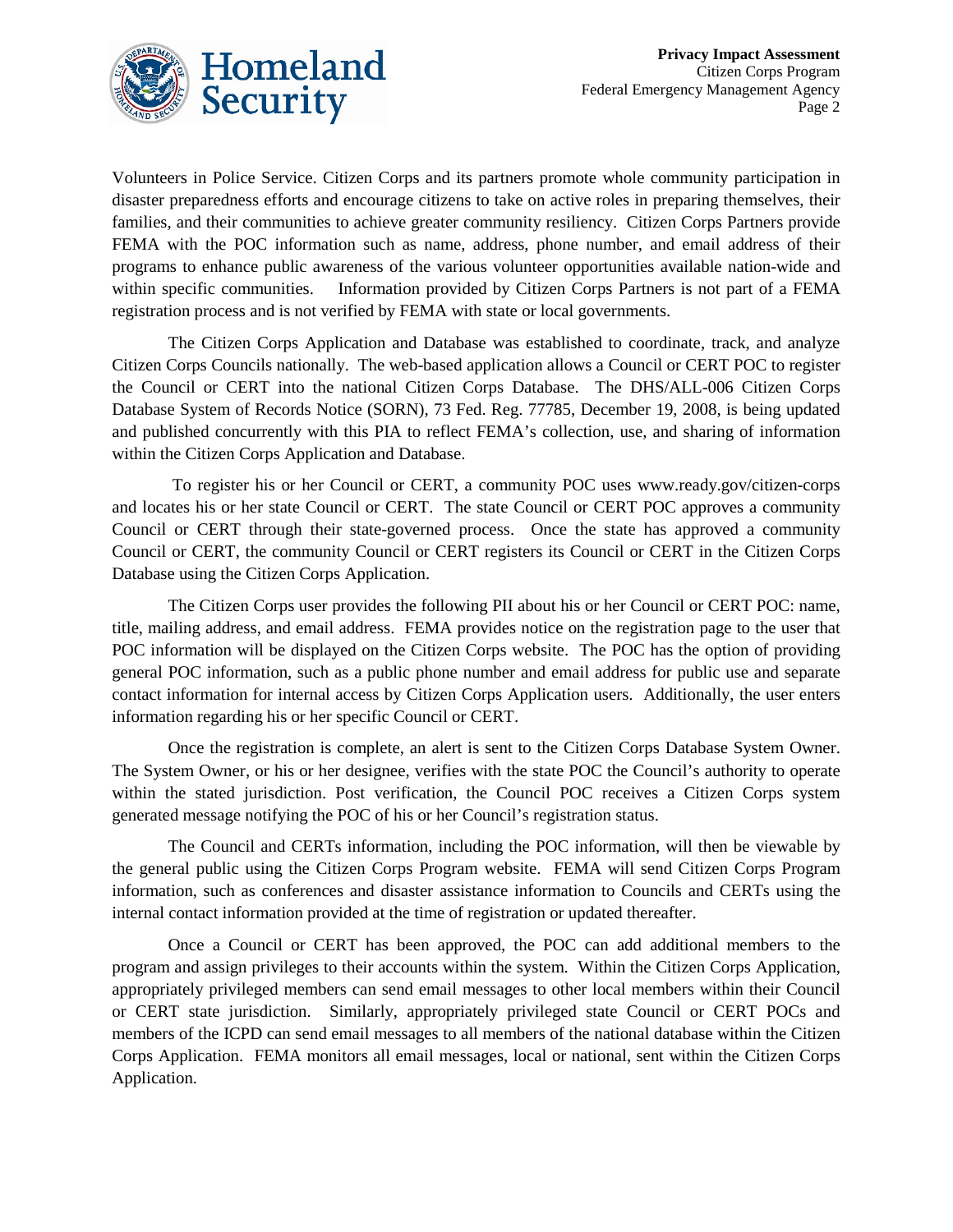Volunteers in Police Service. Citizen Corps and its partners promote whole community participation in disaster preparedness efforts and encourage citizens to take on active roles in preparing themselves, their families, and their communities to achieve greater community resiliency. Citizen Corps Partners provide FEMA with the POC information such as name, address, phone number, and email address of their programs to enhance public awareness of the various volunteer opportunities available nation-wide and within specific communities. Information provided by Citizen Corps Partners is not part of a FEMA registration process and is not verified by FEMA with state or local governments.

The Citizen Corps Application and Database was established to coordinate, track, and analyze Citizen Corps Councils nationally. The web-based application allows a Council or CERT POC to register the Council or CERT into the national Citizen Corps Database. The DHS/ALL-006 Citizen Corps Database System of Records Notice (SORN), 73 Fed. Reg. 77785, December 19, 2008, is being updated and published concurrently with this PIA to reflect FEMA's collection, use, and sharing of information within the Citizen Corps Application and Database.

To register his or her Council or CERT, a community POC uses www.ready.gov/citizen-corps and locates his or her state Council or CERT. The state Council or CERT POC approves a community Council or CERT through their state-governed process. Once the state has approved a community Council or CERT, the community Council or CERT registers its Council or CERT in the Citizen Corps Database using the Citizen Corps Application.

The Citizen Corps user provides the following PII about his or her Council or CERT POC: name, title, mailing address, and email address. FEMA provides notice on the registration page to the user that POC information will be displayed on the Citizen Corps website. The POC has the option of providing general POC information, such as a public phone number and email address for public use and separate contact information for internal access by Citizen Corps Application users. Additionally, the user enters information regarding his or her specific Council or CERT.

Once the registration is complete, an alert is sent to the Citizen Corps Database System Owner. The System Owner, or his or her designee, verifies with the state POC the Council's authority to operate within the stated jurisdiction. Post verification, the Council POC receives a Citizen Corps system generated message notifying the POC of his or her Council's registration status.

The Council and CERTs information, including the POC information, will then be viewable by the general public using the Citizen Corps Program website. FEMA will send Citizen Corps Program information, such as conferences and disaster assistance information to Councils and CERTs using the internal contact information provided at the time of registration or updated thereafter.

Once a Council or CERT has been approved, the POC can add additional members to the program and assign privileges to their accounts within the system. Within the Citizen Corps Application, appropriately privileged members can send email messages to other local members within their Council or CERT state jurisdiction. Similarly, appropriately privileged state Council or CERT POCs and members of the ICPD can send email messages to all members of the national database within the Citizen Corps Application. FEMA monitors all email messages, local or national, sent within the Citizen Corps Application.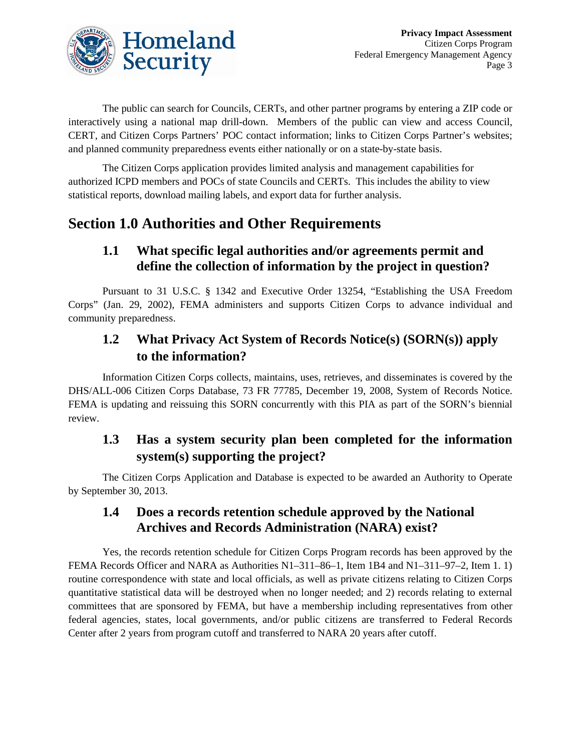The public can search for Councils, CERTs, and other partner programs by entering a ZIP code or interactively using a national map drill-down. Members of the public can view and access Council, CERT, and Citizen Corps Partners' POC contact information; links to Citizen Corps Partner's websites; and planned community preparedness events either nationally or on a state-by-state basis.

The Citizen Corps application provides limited analysis and management capabilities for authorized ICPD members and POCs of state Councils and CERTs. This includes the ability to view statistical reports, download mailing labels, and export data for further analysis.

# Section 1.0 Authorities and Other Requirements

## 1.1 What specific legal authorities and/or agreements permit and define the collection of information by the project in question?

Pursuant to 31 U.S.C. § 1342 and Executive Order 13254, "Establishing the USA Freedom Corps" (Jan. 29, 2002), FEMA administers and supports Citizen Corps to advance individual and community preparedness.

## 1.2 What Privacy Act System of Records Notice(s) (SORN(s)) apply to the information?

Information Citizen Corps collects, maintains, uses, retrieves, and disseminates is covered by the DHS/ALL-006 Citizen Corps Database, 73 FR 77785, December 19, 2008, System of Records Notice. FEMA is updating and reissuing this SORN concurrently with this PIA as part of the SORN's biennial review.

## 1.3 Has a system security plan been completed for the information system(s) supporting the project?

The Citizen Corps Application and Database is expected to be awarded an Authority to Operate by September 30, 2013.

## 1.4 Does a records retention schedule approved by the National Archives and Records Administration (NARA) exist?

Yes, the records retention schedule for Citizen Corps Program records has been approved by the FEMA Records Officer and NARA as Authorities N1–311–86–1, Item 1B4 and N1–311–97–2, Item 1. 1) routine correspondence with state and local officials, as well as private citizens relating to Citizen Corps quantitative statistical data will be destroyed when no longer needed; and 2) records relating to external committees that are sponsored by FEMA, but have a membership including representatives from other federal agencies, states, local governments, and/or public citizens are transferred to Federal Records Center after 2 years from program cutoff and transferred to NARA 20 years after cutoff.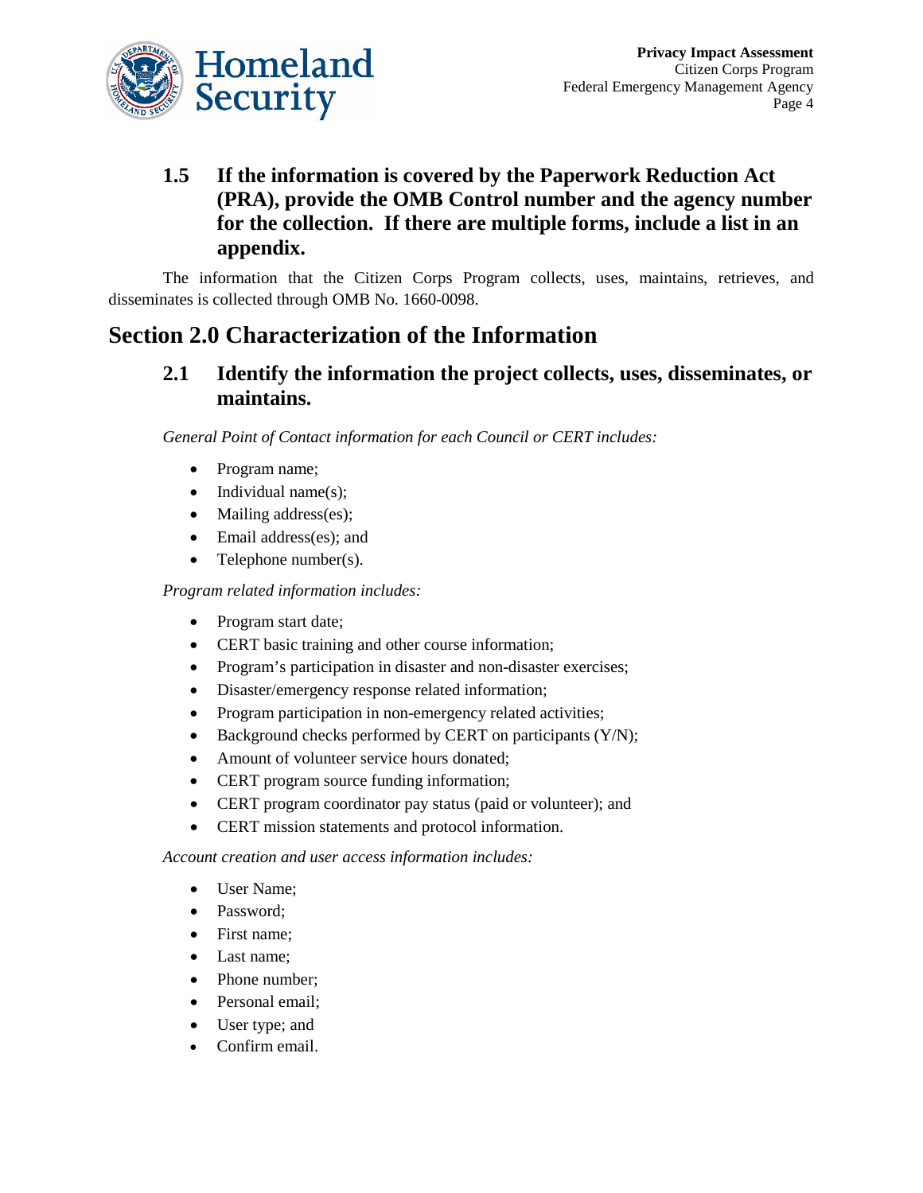### 1.5 If the information is covered by the Paperwork Reduction Act (PRA), provide the OMB Control number and the agency number for the collection. If there are multiple forms, include a list in an appendix.

The information that the Citizen Corps Program collects, uses, maintains, retrieves, and disseminates is collected through OMB No. 1660-0098.

## Section 2.0 Characterization of the Information

### 2.1 Identify the information the project collects, uses, disseminates, or maintains.

*General Point of Contact information for each Council or CERT includes:*

- Program name;
- Individual name(s);
- Mailing address(es);
- Email address(es); and
- Telephone number(s).

*Program related information includes:*

- Program start date;
- CERT basic training and other course information;
- Program's participation in disaster and non-disaster exercises;
- Disaster/emergency response related information;
- Program participation in non-emergency related activities;
- Background checks performed by CERT on participants (Y/N);
- Amount of volunteer service hours donated;
- CERT program source funding information;
- CERT program coordinator pay status (paid or volunteer); and
- CERT mission statements and protocol information.

*Account creation and user access information includes:*

- User Name;
- Password;
- First name;
- Last name;
- Phone number;
- Personal email;
- User type; and
- Confirm email.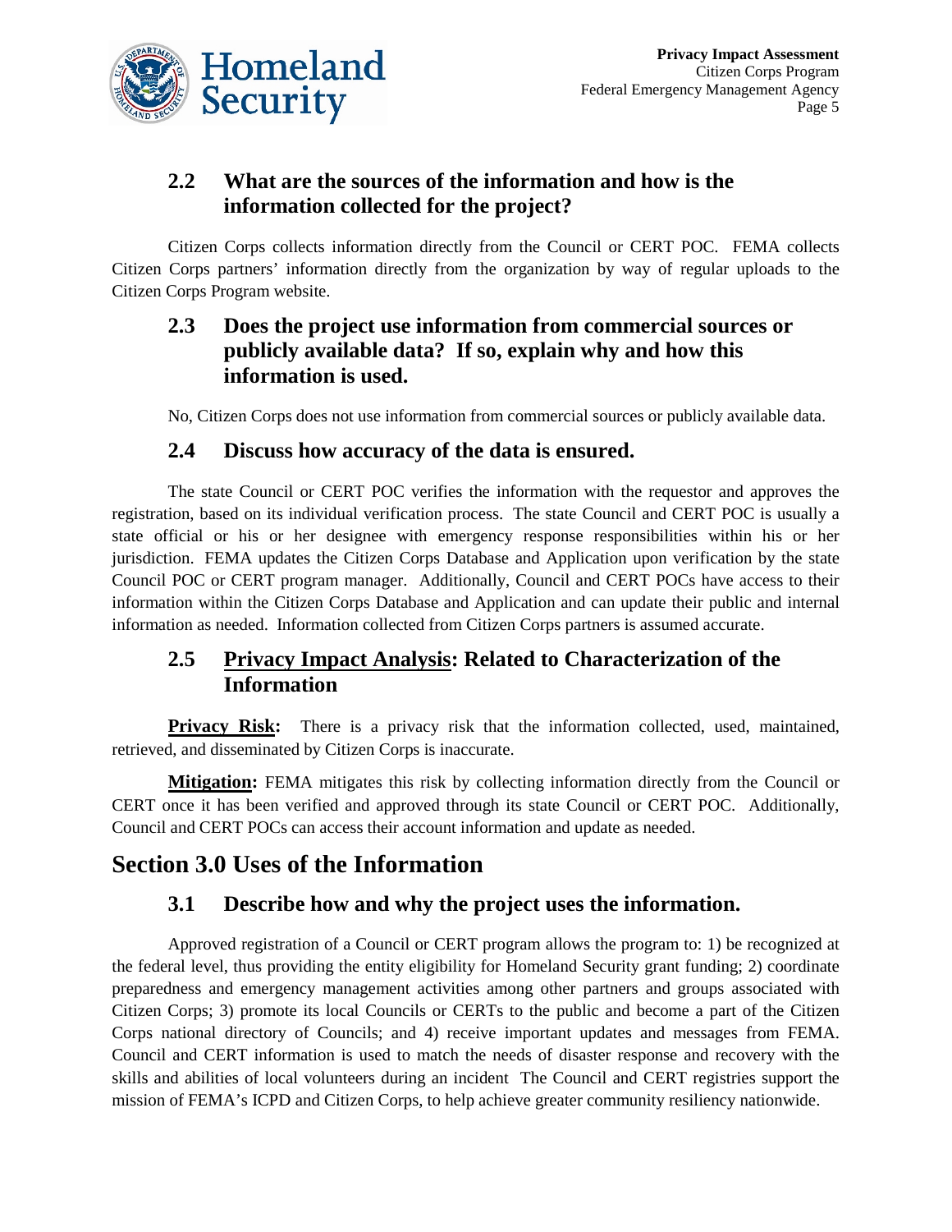### 2.2 What are the sources of the information and how is the information collected for the project?

Citizen Corps collects information directly from the Council or CERT POC. FEMA collects Citizen Corps partners' information directly from the organization by way of regular uploads to the Citizen Corps Program website.

### 2.3 Does the project use information from commercial sources or publicly available data? If so, explain why and how this information is used.

No, Citizen Corps does not use information from commercial sources or publicly available data.

### 2.4 Discuss how accuracy of the data is ensured.

The state Council or CERT POC verifies the information with the requestor and approves the registration, based on its individual verification process. The state Council and CERT POC is usually a state official or his or her designee with emergency response responsibilities within his or her jurisdiction. FEMA updates the Citizen Corps Database and Application upon verification by the state Council POC or CERT program manager. Additionally, Council and CERT POCs have access to their information within the Citizen Corps Database and Application and can update their public and internal information as needed. Information collected from Citizen Corps partners is assumed accurate.

### 2.5 Privacy Impact Analysis: Related to Characterization of the Information

**Privacy Risk:** There is a privacy risk that the information collected, used, maintained, retrieved, and disseminated by Citizen Corps is inaccurate.

**Mitigation:** FEMA mitigates this risk by collecting information directly from the Council or CERT once it has been verified and approved through its state Council or CERT POC. Additionally, Council and CERT POCs can access their account information and update as needed.

## Section 3.0 Uses of the Information

### 3.1 Describe how and why the project uses the information.

Approved registration of a Council or CERT program allows the program to: 1) be recognized at the federal level, thus providing the entity eligibility for Homeland Security grant funding; 2) coordinate preparedness and emergency management activities among other partners and groups associated with Citizen Corps; 3) promote its local Councils or CERTs to the public and become a part of the Citizen Corps national directory of Councils; and 4) receive important updates and messages from FEMA. Council and CERT information is used to match the needs of disaster response and recovery with the skills and abilities of local volunteers during an incident The Council and CERT registries support the mission of FEMA's ICPD and Citizen Corps, to help achieve greater community resiliency nationwide.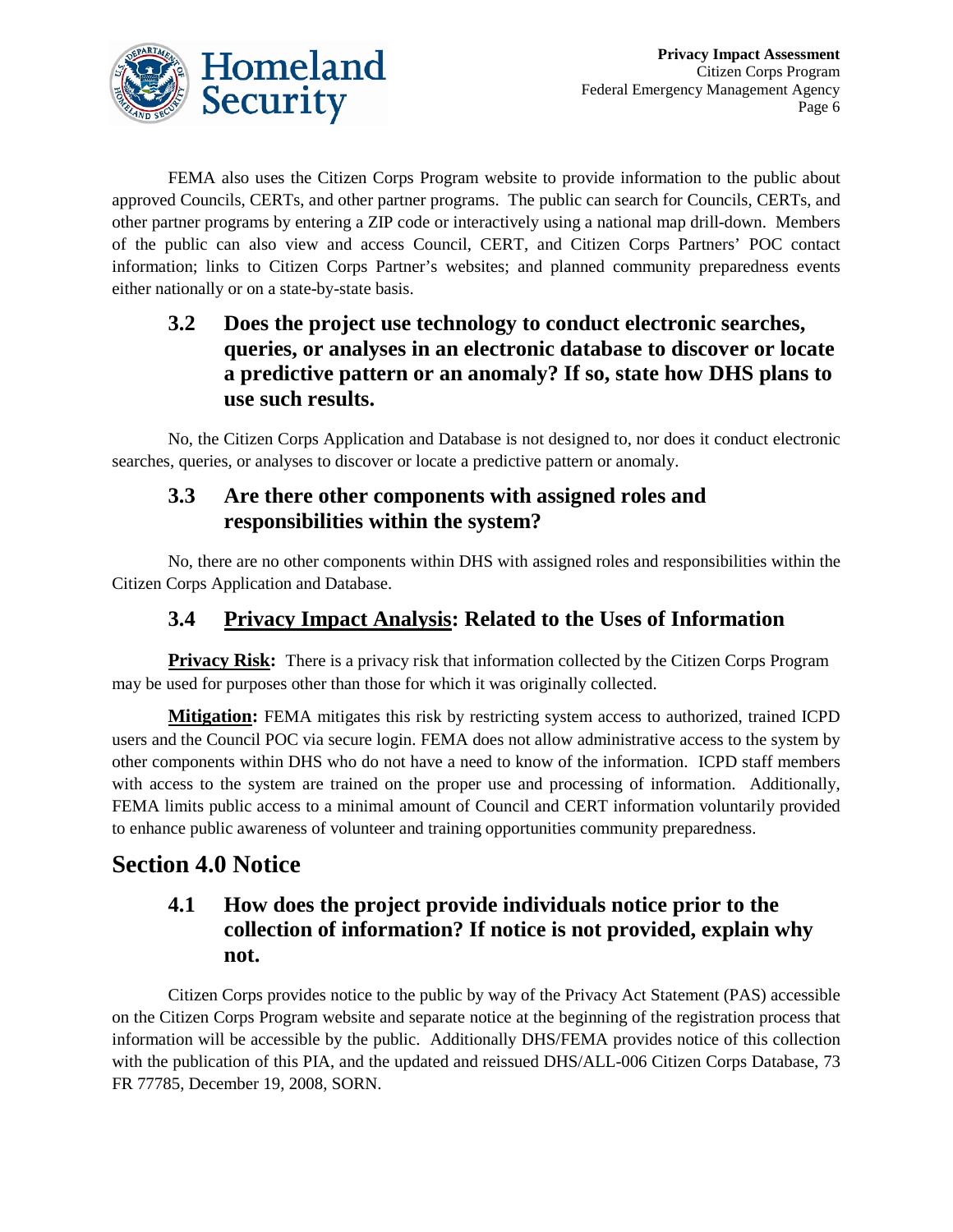FEMA also uses the Citizen Corps Program website to provide information to the public about approved Councils, CERTs, and other partner programs. The public can search for Councils, CERTs, and other partner programs by entering a ZIP code or interactively using a national map drill-down. Members of the public can also view and access Council, CERT, and Citizen Corps Partners' POC contact information; links to Citizen Corps Partner's websites; and planned community preparedness events either nationally or on a state-by-state basis.

### 3.2 Does the project use technology to conduct electronic searches, queries, or analyses in an electronic database to discover or locate a predictive pattern or an anomaly? If so, state how DHS plans to use such results.

No, the Citizen Corps Application and Database is not designed to, nor does it conduct electronic searches, queries, or analyses to discover or locate a predictive pattern or anomaly.

### 3.3 Are there other components with assigned roles and responsibilities within the system?

No, there are no other components within DHS with assigned roles and responsibilities within the Citizen Corps Application and Database.

### 3.4 Privacy Impact Analysis: Related to the Uses of Information

**Privacy Risk:** There is a privacy risk that information collected by the Citizen Corps Program may be used for purposes other than those for which it was originally collected.

**Mitigation:** FEMA mitigates this risk by restricting system access to authorized, trained ICPD users and the Council POC via secure login. FEMA does not allow administrative access to the system by other components within DHS who do not have a need to know of the information. ICPD staff members with access to the system are trained on the proper use and processing of information. Additionally, FEMA limits public access to a minimal amount of Council and CERT information voluntarily provided to enhance public awareness of volunteer and training opportunities community preparedness.

## Section 4.0 Notice

### 4.1 How does the project provide individuals notice prior to the collection of information? If notice is not provided, explain why not.

Citizen Corps provides notice to the public by way of the Privacy Act Statement (PAS) accessible on the Citizen Corps Program website and separate notice at the beginning of the registration process that information will be accessible by the public. Additionally DHS/FEMA provides notice of this collection with the publication of this PIA, and the updated and reissued DHS/ALL-006 Citizen Corps Database, 73 FR 77785, December 19, 2008, SORN.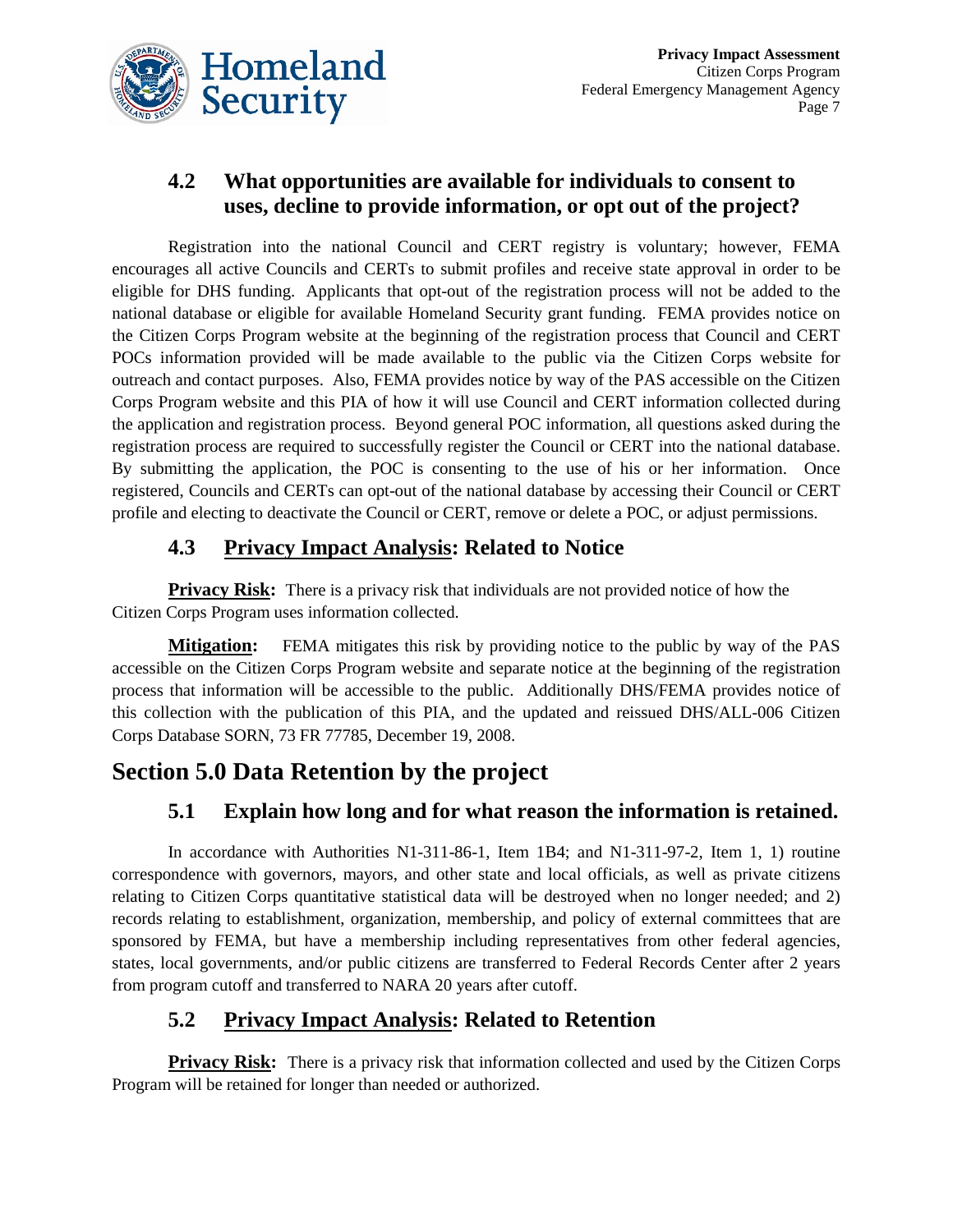### 4.2 What opportunities are available for individuals to consent to uses, decline to provide information, or opt out of the project?

Registration into the national Council and CERT registry is voluntary; however, FEMA encourages all active Councils and CERTs to submit profiles and receive state approval in order to be eligible for DHS funding. Applicants that opt-out of the registration process will not be added to the national database or eligible for available Homeland Security grant funding. FEMA provides notice on the Citizen Corps Program website at the beginning of the registration process that Council and CERT POCs information provided will be made available to the public via the Citizen Corps website for outreach and contact purposes. Also, FEMA provides notice by way of the PAS accessible on the Citizen Corps Program website and this PIA of how it will use Council and CERT information collected during the application and registration process. Beyond general POC information, all questions asked during the registration process are required to successfully register the Council or CERT into the national database. By submitting the application, the POC is consenting to the use of his or her information. Once registered, Councils and CERTs can opt-out of the national database by accessing their Council or CERT profile and electing to deactivate the Council or CERT, remove or delete a POC, or adjust permissions.

### 4.3 Privacy Impact Analysis: Related to Notice

**Privacy Risk:** There is a privacy risk that individuals are not provided notice of how the Citizen Corps Program uses information collected.

**Mitigation:** FEMA mitigates this risk by providing notice to the public by way of the PAS accessible on the Citizen Corps Program website and separate notice at the beginning of the registration process that information will be accessible to the public. Additionally DHS/FEMA provides notice of this collection with the publication of this PIA, and the updated and reissued DHS/ALL-006 Citizen Corps Database SORN, 73 FR 77785, December 19, 2008.

## Section 5.0 Data Retention by the project

### 5.1 Explain how long and for what reason the information is retained.

In accordance with Authorities N1-311-86-1, Item 1B4; and N1-311-97-2, Item 1, 1) routine correspondence with governors, mayors, and other state and local officials, as well as private citizens relating to Citizen Corps quantitative statistical data will be destroyed when no longer needed; and 2) records relating to establishment, organization, membership, and policy of external committees that are sponsored by FEMA, but have a membership including representatives from other federal agencies, states, local governments, and/or public citizens are transferred to Federal Records Center after 2 years from program cutoff and transferred to NARA 20 years after cutoff.

### 5.2 Privacy Impact Analysis: Related to Retention

**Privacy Risk:** There is a privacy risk that information collected and used by the Citizen Corps Program will be retained for longer than needed or authorized.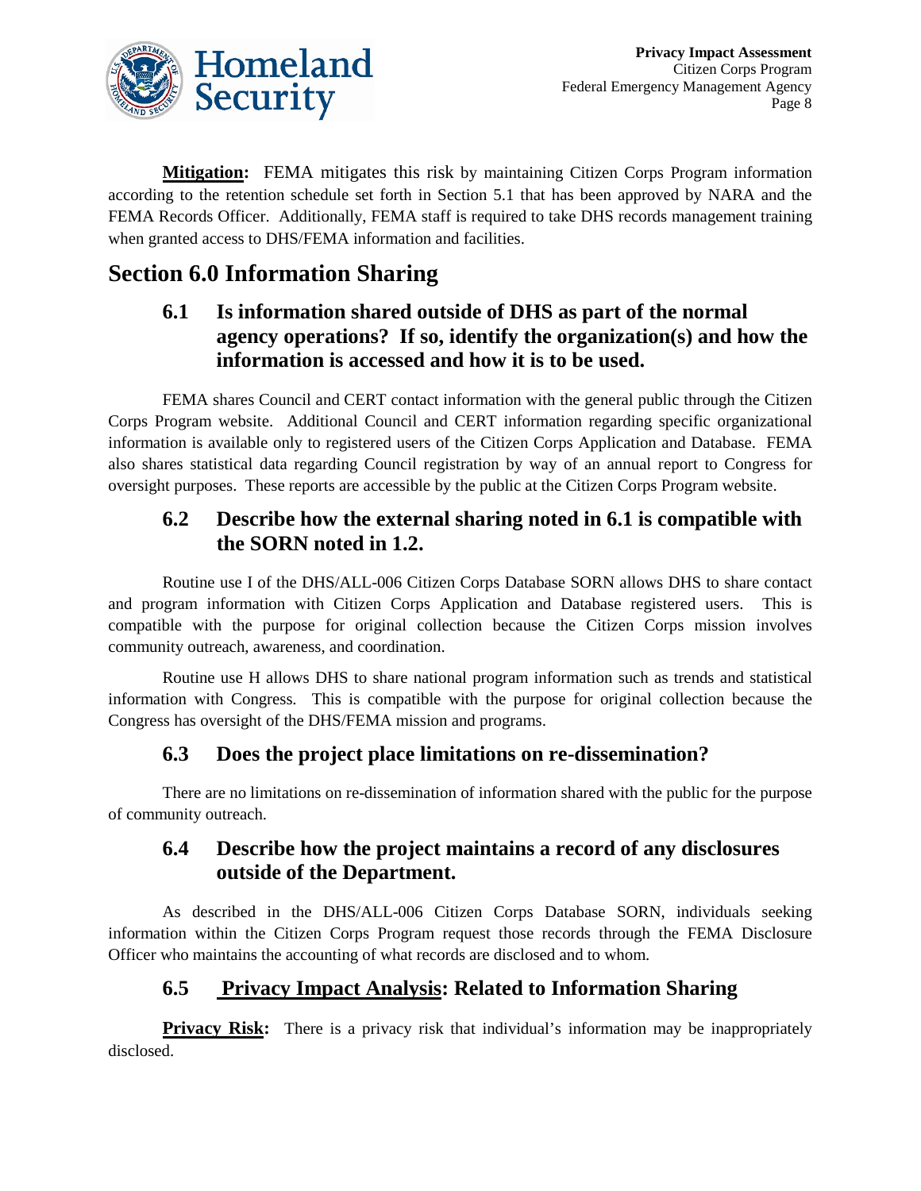**Mitigation:** FEMA mitigates this risk by maintaining Citizen Corps Program information according to the retention schedule set forth in Section 5.1 that has been approved by NARA and the FEMA Records Officer. Additionally, FEMA staff is required to take DHS records management training when granted access to DHS/FEMA information and facilities.

# Section 6.0 Information Sharing

## 6.1 Is information shared outside of DHS as part of the normal agency operations? If so, identify the organization(s) and how the information is accessed and how it is to be used.

FEMA shares Council and CERT contact information with the general public through the Citizen Corps Program website. Additional Council and CERT information regarding specific organizational information is available only to registered users of the Citizen Corps Application and Database. FEMA also shares statistical data regarding Council registration by way of an annual report to Congress for oversight purposes. These reports are accessible by the public at the Citizen Corps Program website.

## 6.2 Describe how the external sharing noted in 6.1 is compatible with the SORN noted in 1.2.

Routine use I of the DHS/ALL-006 Citizen Corps Database SORN allows DHS to share contact and program information with Citizen Corps Application and Database registered users. This is compatible with the purpose for original collection because the Citizen Corps mission involves community outreach, awareness, and coordination.

Routine use H allows DHS to share national program information such as trends and statistical information with Congress. This is compatible with the purpose for original collection because the Congress has oversight of the DHS/FEMA mission and programs.

## 6.3 Does the project place limitations on re-dissemination?

There are no limitations on re-dissemination of information shared with the public for the purpose of community outreach.

## 6.4 Describe how the project maintains a record of any disclosures outside of the Department.

As described in the DHS/ALL-006 Citizen Corps Database SORN, individuals seeking information within the Citizen Corps Program request those records through the FEMA Disclosure Officer who maintains the accounting of what records are disclosed and to whom.

## 6.5 Privacy Impact Analysis: Related to Information Sharing

**Privacy Risk:** There is a privacy risk that individual's information may be inappropriately disclosed.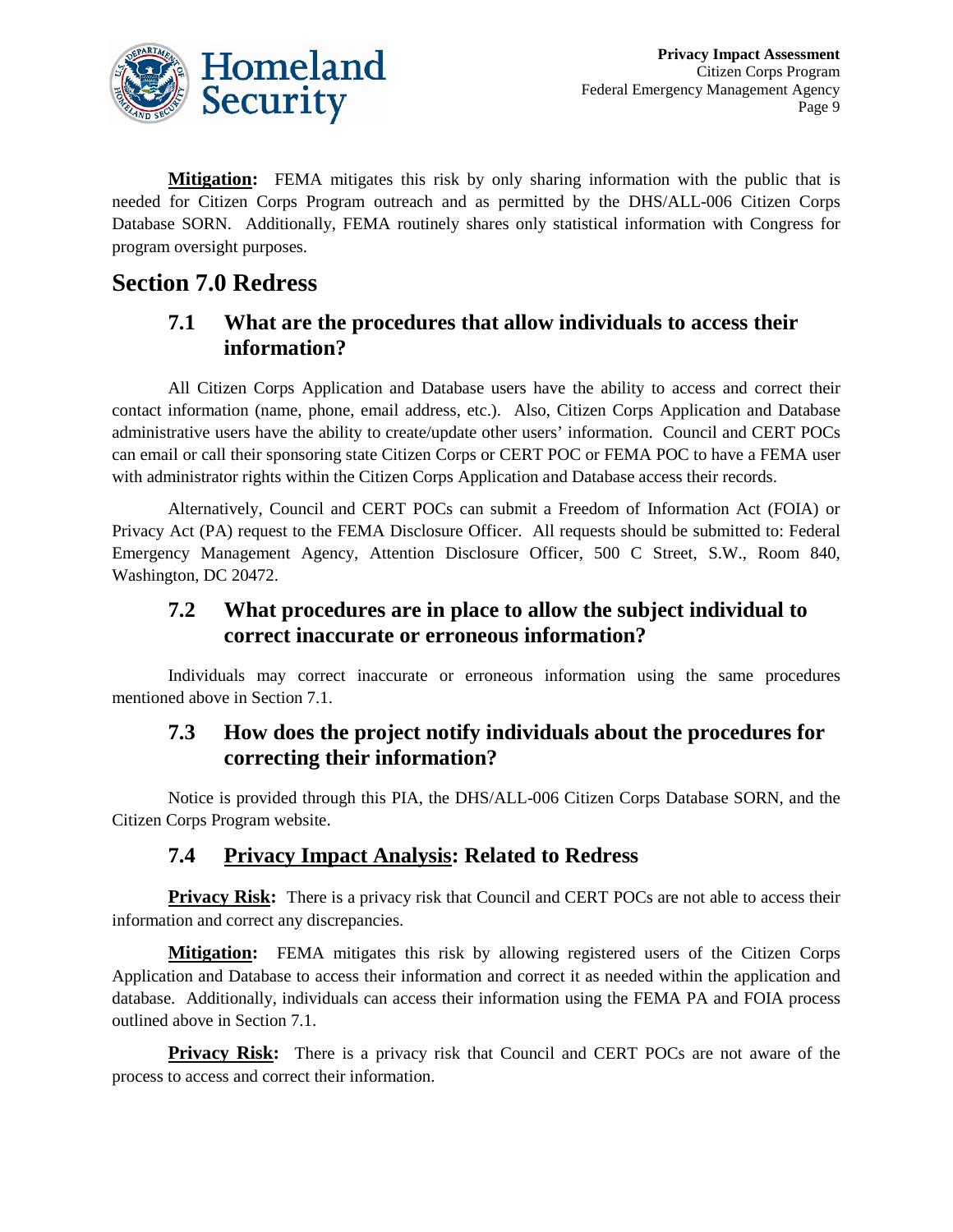**Mitigation:** FEMA mitigates this risk by only sharing information with the public that is needed for Citizen Corps Program outreach and as permitted by the DHS/ALL-006 Citizen Corps Database SORN. Additionally, FEMA routinely shares only statistical information with Congress for program oversight purposes.

# Section 7.0 Redress

## 7.1 What are the procedures that allow individuals to access their information?

All Citizen Corps Application and Database users have the ability to access and correct their contact information (name, phone, email address, etc.). Also, Citizen Corps Application and Database administrative users have the ability to create/update other users' information. Council and CERT POCs can email or call their sponsoring state Citizen Corps or CERT POC or FEMA POC to have a FEMA user with administrator rights within the Citizen Corps Application and Database access their records.

Alternatively, Council and CERT POCs can submit a Freedom of Information Act (FOIA) or Privacy Act (PA) request to the FEMA Disclosure Officer. All requests should be submitted to: Federal Emergency Management Agency, Attention Disclosure Officer, 500 C Street, S.W., Room 840, Washington, DC 20472.

## 7.2 What procedures are in place to allow the subject individual to correct inaccurate or erroneous information?

Individuals may correct inaccurate or erroneous information using the same procedures mentioned above in Section 7.1.

## 7.3 How does the project notify individuals about the procedures for correcting their information?

Notice is provided through this PIA, the DHS/ALL-006 Citizen Corps Database SORN, and the Citizen Corps Program website.

## 7.4 Privacy Impact Analysis: Related to Redress

**Privacy Risk:** There is a privacy risk that Council and CERT POCs are not able to access their information and correct any discrepancies.

**Mitigation:** FEMA mitigates this risk by allowing registered users of the Citizen Corps Application and Database to access their information and correct it as needed within the application and database. Additionally, individuals can access their information using the FEMA PA and FOIA process outlined above in Section 7.1.

**Privacy Risk:** There is a privacy risk that Council and CERT POCs are not aware of the process to access and correct their information.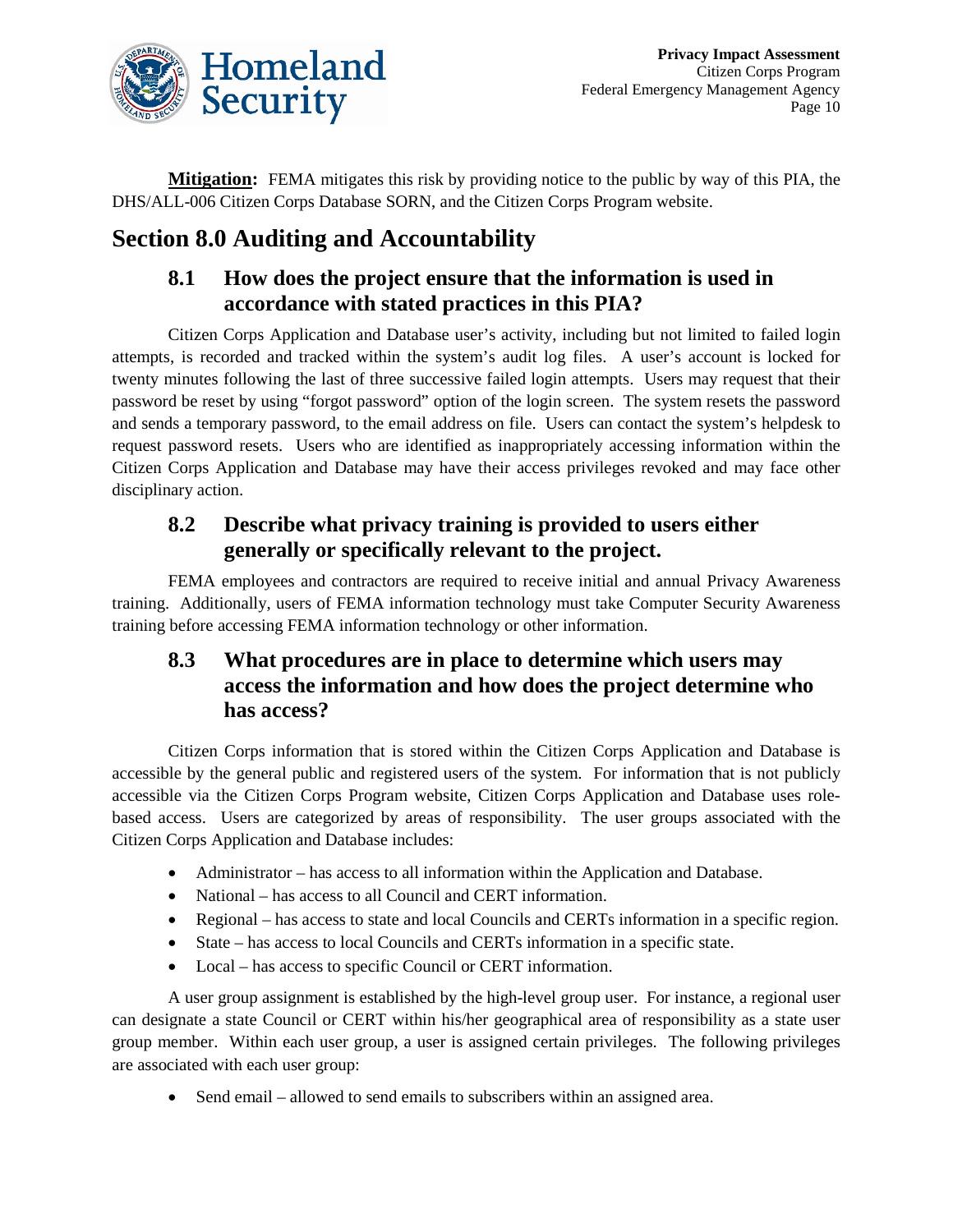**Mitigation:** FEMA mitigates this risk by providing notice to the public by way of this PIA, the DHS/ALL-006 Citizen Corps Database SORN, and the Citizen Corps Program website.

# Section 8.0 Auditing and Accountability

## 8.1 How does the project ensure that the information is used in accordance with stated practices in this PIA?

Citizen Corps Application and Database user's activity, including but not limited to failed login attempts, is recorded and tracked within the system's audit log files. A user's account is locked for twenty minutes following the last of three successive failed login attempts. Users may request that their password be reset by using "forgot password" option of the login screen. The system resets the password and sends a temporary password, to the email address on file. Users can contact the system's helpdesk to request password resets. Users who are identified as inappropriately accessing information within the Citizen Corps Application and Database may have their access privileges revoked and may face other disciplinary action.

## 8.2 Describe what privacy training is provided to users either generally or specifically relevant to the project.

FEMA employees and contractors are required to receive initial and annual Privacy Awareness training. Additionally, users of FEMA information technology must take Computer Security Awareness training before accessing FEMA information technology or other information.

## 8.3 What procedures are in place to determine which users may access the information and how does the project determine who has access?

Citizen Corps information that is stored within the Citizen Corps Application and Database is accessible by the general public and registered users of the system. For information that is not publicly accessible via the Citizen Corps Program website, Citizen Corps Application and Database uses role-based access. Users are categorized by areas of responsibility. The user groups associated with the Citizen Corps Application and Database includes:

- Administrator – has access to all information within the Application and Database.
- National – has access to all Council and CERT information.
- Regional – has access to state and local Councils and CERTs information in a specific region.
- State – has access to local Councils and CERTs information in a specific state.
- Local – has access to specific Council or CERT information.

A user group assignment is established by the high-level group user. For instance, a regional user can designate a state Council or CERT within his/her geographical area of responsibility as a state user group member. Within each user group, a user is assigned certain privileges. The following privileges are associated with each user group:

- Send email – allowed to send emails to subscribers within an assigned area.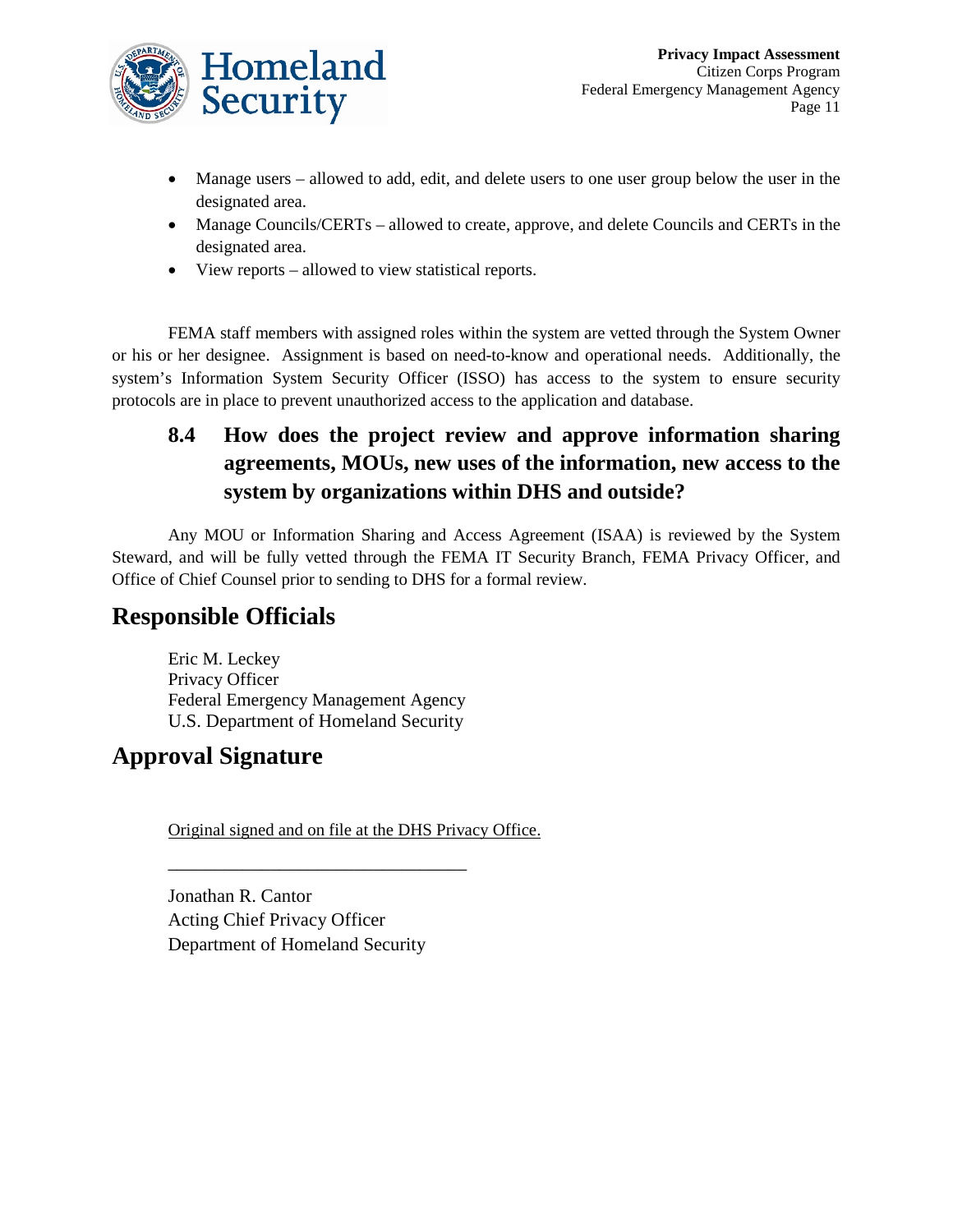- Manage users – allowed to add, edit, and delete users to one user group below the user in the designated area.
- Manage Councils/CERTs – allowed to create, approve, and delete Councils and CERTs in the designated area.
- View reports – allowed to view statistical reports.

FEMA staff members with assigned roles within the system are vetted through the System Owner or his or her designee. Assignment is based on need-to-know and operational needs. Additionally, the system's Information System Security Officer (ISSO) has access to the system to ensure security protocols are in place to prevent unauthorized access to the application and database.

### 8.4 How does the project review and approve information sharing agreements, MOUs, new uses of the information, new access to the system by organizations within DHS and outside?

Any MOU or Information Sharing and Access Agreement (ISAA) is reviewed by the System Steward, and will be fully vetted through the FEMA IT Security Branch, FEMA Privacy Officer, and Office of Chief Counsel prior to sending to DHS for a formal review.

## Responsible Officials

Eric M. Leckey
Privacy Officer
Federal Emergency Management Agency
U.S. Department of Homeland Security

## Approval Signature

Original signed and on file at the DHS Privacy Office.

________________________________

Jonathan R. Cantor
Acting Chief Privacy Officer
Department of Homeland Security